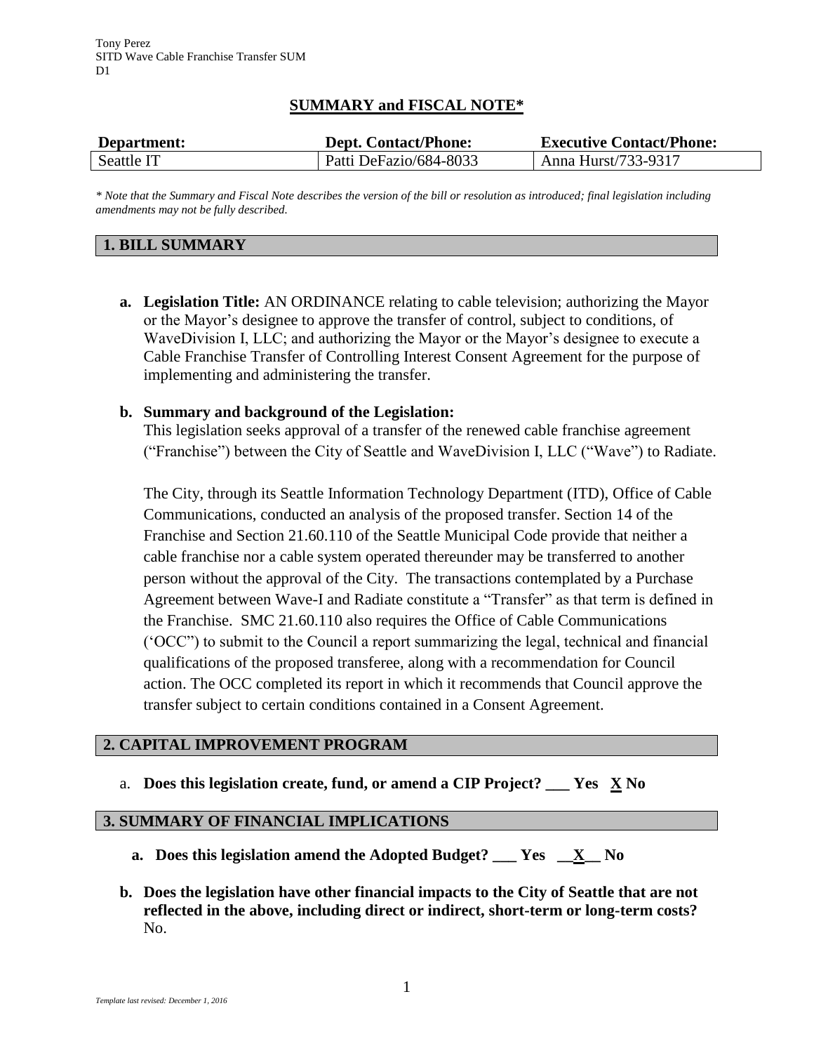Tony Perez
SITD Wave Cable Franchise Transfer SUM
D1

## SUMMARY and FISCAL NOTE*

| Department: | Dept. Contact/Phone: | Executive Contact/Phone: |
|---|---|---|
| Seattle IT | Patti DeFazio/684-8033 | Anna Hurst/733-9317 |

*\* Note that the Summary and Fiscal Note describes the version of the bill or resolution as introduced; final legislation including amendments may not be fully described.*

### 1. BILL SUMMARY

**a. Legislation Title:** AN ORDINANCE relating to cable television; authorizing the Mayor or the Mayor's designee to approve the transfer of control, subject to conditions, of WaveDivision I, LLC; and authorizing the Mayor or the Mayor's designee to execute a Cable Franchise Transfer of Controlling Interest Consent Agreement for the purpose of implementing and administering the transfer.

**b. Summary and background of the Legislation:**
This legislation seeks approval of a transfer of the renewed cable franchise agreement ("Franchise") between the City of Seattle and WaveDivision I, LLC ("Wave") to Radiate.

The City, through its Seattle Information Technology Department (ITD), Office of Cable Communications, conducted an analysis of the proposed transfer. Section 14 of the Franchise and Section 21.60.110 of the Seattle Municipal Code provide that neither a cable franchise nor a cable system operated thereunder may be transferred to another person without the approval of the City. The transactions contemplated by a Purchase Agreement between Wave-I and Radiate constitute a "Transfer" as that term is defined in the Franchise. SMC 21.60.110 also requires the Office of Cable Communications ('OCC") to submit to the Council a report summarizing the legal, technical and financial qualifications of the proposed transferee, along with a recommendation for Council action. The OCC completed its report in which it recommends that Council approve the transfer subject to certain conditions contained in a Consent Agreement.

### 2. CAPITAL IMPROVEMENT PROGRAM

a. **Does this legislation create, fund, or amend a CIP Project? ___ Yes X No**

### 3. SUMMARY OF FINANCIAL IMPLICATIONS

**a. Does this legislation amend the Adopted Budget? ___ Yes __X__ No**

**b. Does the legislation have other financial impacts to the City of Seattle that are not reflected in the above, including direct or indirect, short-term or long-term costs?**
No.

*Template last revised: December 1, 2016*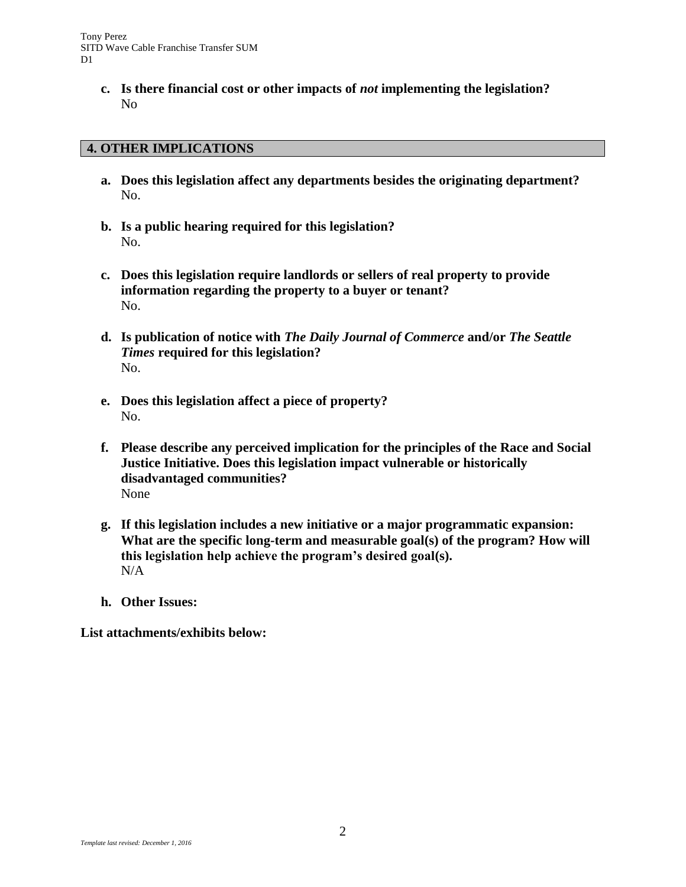**c. Is there financial cost or other impacts of *not* implementing the legislation?**
No

## 4. OTHER IMPLICATIONS

**a. Does this legislation affect any departments besides the originating department?**
No.

**b. Is a public hearing required for this legislation?**
No.

**c. Does this legislation require landlords or sellers of real property to provide information regarding the property to a buyer or tenant?**
No.

**d. Is publication of notice with *The Daily Journal of Commerce* and/or *The Seattle Times* required for this legislation?**
No.

**e. Does this legislation affect a piece of property?**
No.

**f. Please describe any perceived implication for the principles of the Race and Social Justice Initiative. Does this legislation impact vulnerable or historically disadvantaged communities?**
None

**g. If this legislation includes a new initiative or a major programmatic expansion: What are the specific long-term and measurable goal(s) of the program? How will this legislation help achieve the program's desired goal(s).**
N/A

**h. Other Issues:**

**List attachments/exhibits below:**